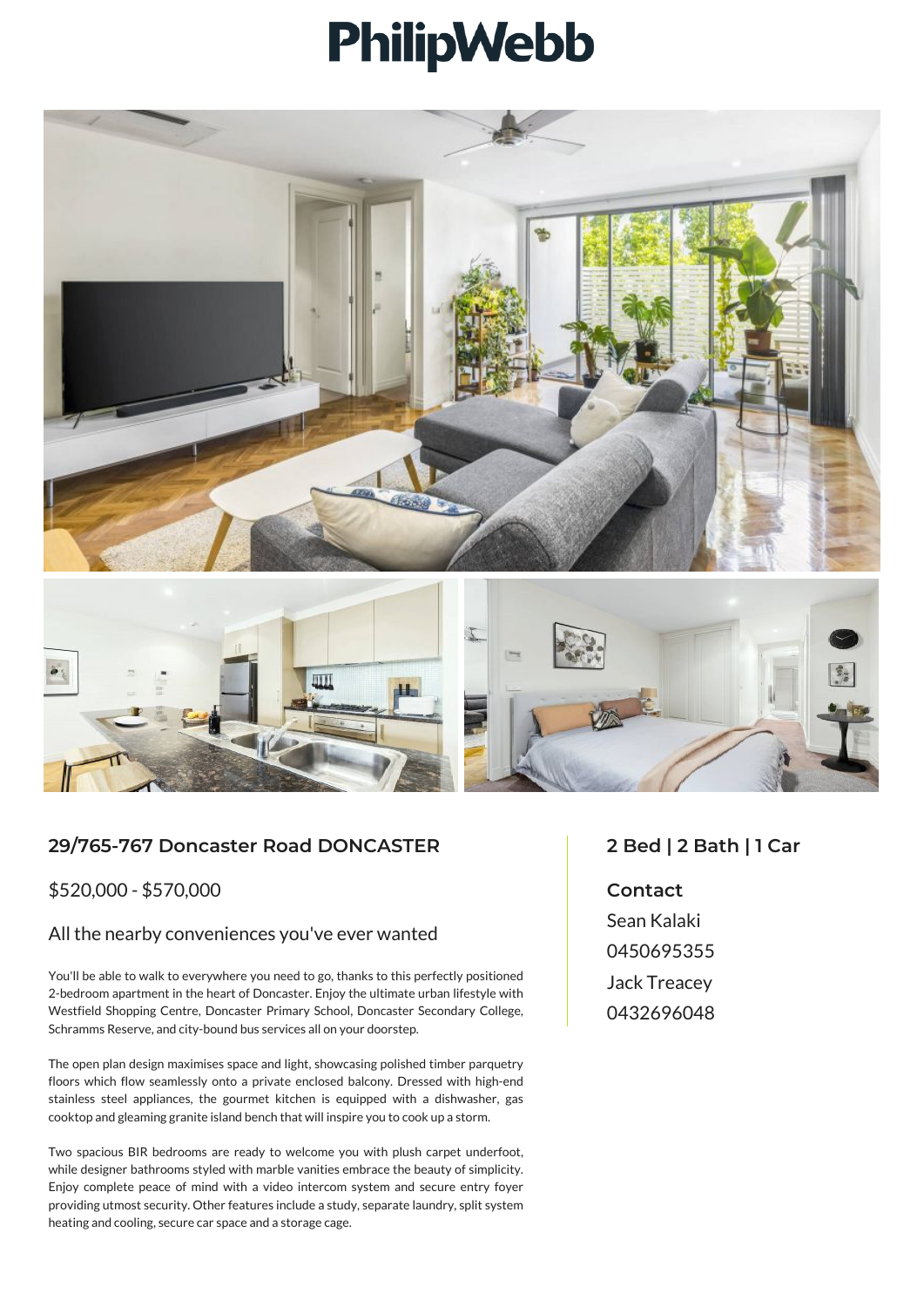# PhilipWebb

## 29/765-767 Doncaster Road DONCASTER

$520,000 - $570,000

### All the nearby conveniences you've ever wanted

You'll be able to walk to everywhere you need to go, thanks to this perfectly positioned 2-bedroom apartment in the heart of Doncaster. Enjoy the ultimate urban lifestyle with Westfield Shopping Centre, Doncaster Primary School, Doncaster Secondary College, Schramms Reserve, and city-bound bus services all on your doorstep.

The open plan design maximises space and light, showcasing polished timber parquetry floors which flow seamlessly onto a private enclosed balcony. Dressed with high-end stainless steel appliances, the gourmet kitchen is equipped with a dishwasher, gas cooktop and gleaming granite island bench that will inspire you to cook up a storm.

Two spacious BIR bedrooms are ready to welcome you with plush carpet underfoot, while designer bathrooms styled with marble vanities embrace the beauty of simplicity. Enjoy complete peace of mind with a video intercom system and secure entry foyer providing utmost security. Other features include a study, separate laundry, split system heating and cooling, secure car space and a storage cage.

## 2 Bed | 2 Bath | 1 Car

### Contact

Sean Kalaki
0450695355
Jack Treacey
0432696048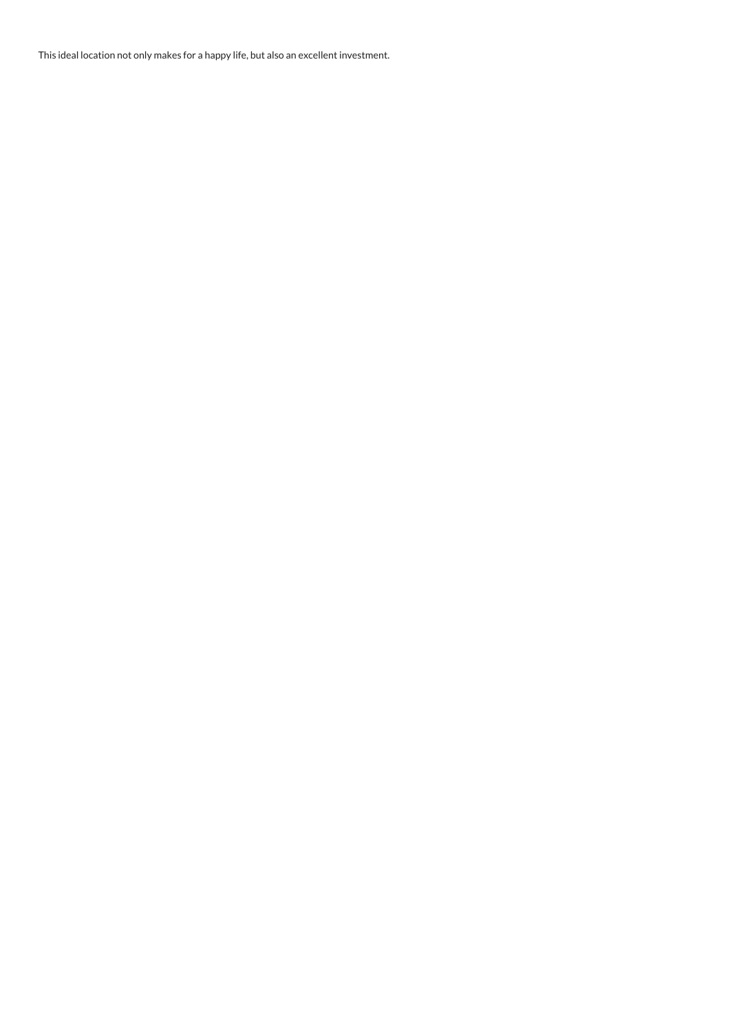This ideal location not only makes for a happy life, but also an excellent investment.